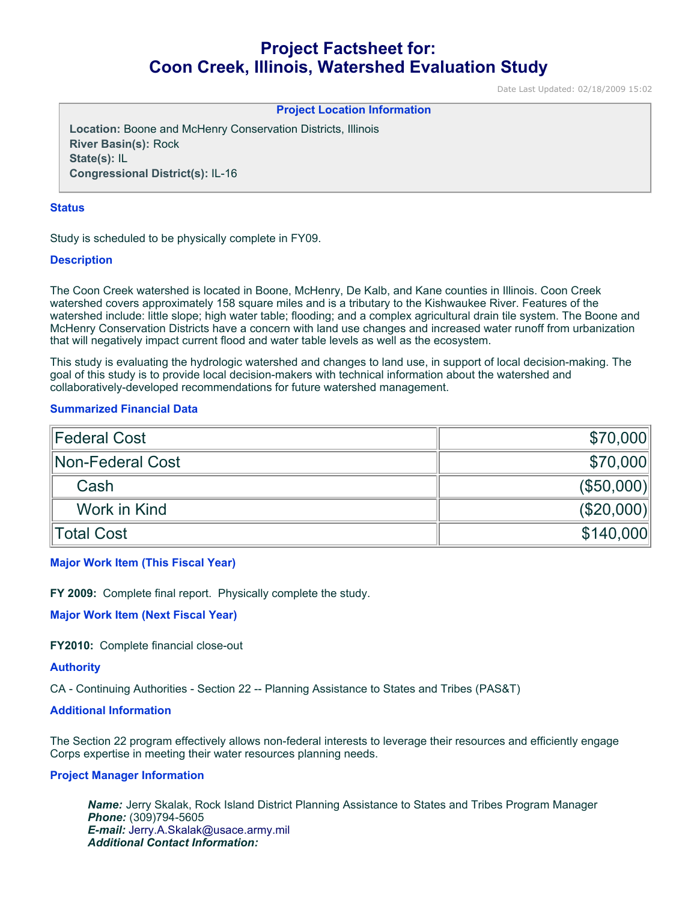# Project Factsheet for: Coon Creek, Illinois, Watershed Evaluation Study

Date Last Updated: 02/18/2009 15:02

**Project Location Information**

**Location:** Boone and McHenry Conservation Districts, Illinois
**River Basin(s):** Rock
**State(s):** IL
**Congressional District(s):** IL-16

### Status

Study is scheduled to be physically complete in FY09.

### Description

The Coon Creek watershed is located in Boone, McHenry, De Kalb, and Kane counties in Illinois. Coon Creek watershed covers approximately 158 square miles and is a tributary to the Kishwaukee River. Features of the watershed include: little slope; high water table; flooding; and a complex agricultural drain tile system. The Boone and McHenry Conservation Districts have a concern with land use changes and increased water runoff from urbanization that will negatively impact current flood and water table levels as well as the ecosystem.

This study is evaluating the hydrologic watershed and changes to land use, in support of local decision-making. The goal of this study is to provide local decision-makers with technical information about the watershed and collaboratively-developed recommendations for future watershed management.

### Summarized Financial Data

| | |
|---|---:|
| Federal Cost | $70,000 |
| Non-Federal Cost | $70,000 |
| Cash | ($50,000) |
| Work in Kind | ($20,000) |
| Total Cost | $140,000 |

### Major Work Item (This Fiscal Year)

**FY 2009:** Complete final report. Physically complete the study.

### Major Work Item (Next Fiscal Year)

**FY2010:** Complete financial close-out

### Authority

CA - Continuing Authorities - Section 22 -- Planning Assistance to States and Tribes (PAS&T)

### Additional Information

The Section 22 program effectively allows non-federal interests to leverage their resources and efficiently engage Corps expertise in meeting their water resources planning needs.

### Project Manager Information

***Name:*** Jerry Skalak, Rock Island District Planning Assistance to States and Tribes Program Manager
***Phone:*** (309)794-5605
***E-mail:*** Jerry.A.Skalak@usace.army.mil
***Additional Contact Information:***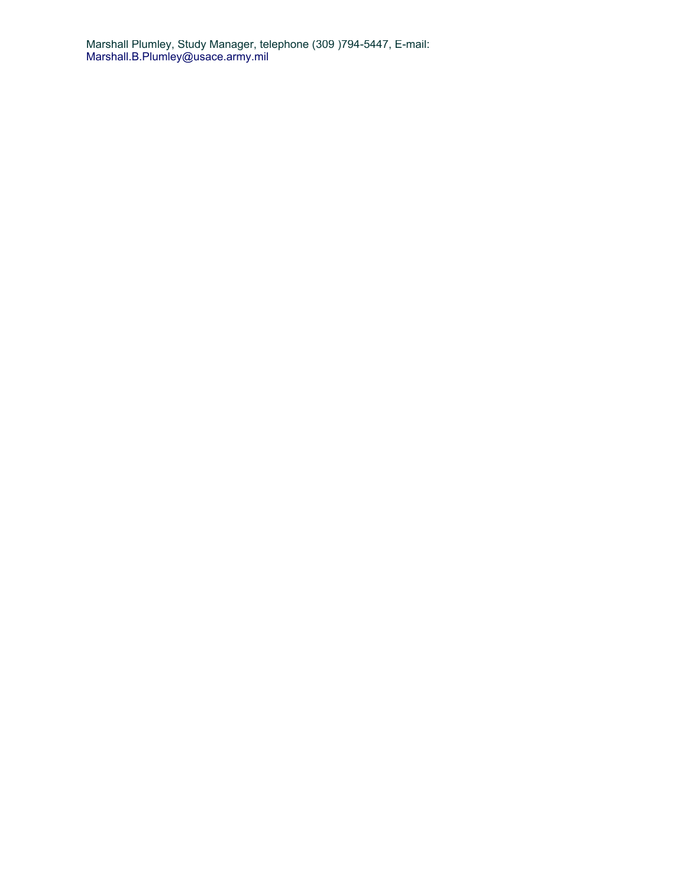Marshall Plumley, Study Manager, telephone (309 )794-5447, E-mail: Marshall.B.Plumley@usace.army.mil